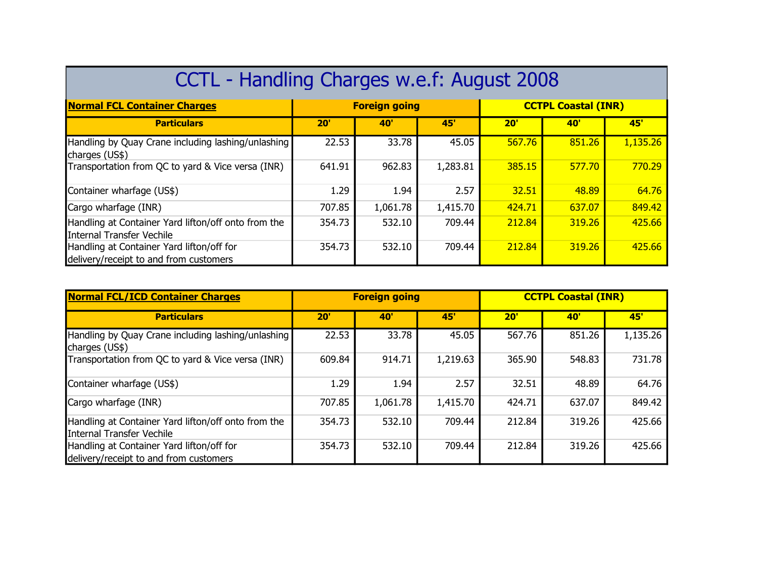# CCTL - Handling Charges w.e.f: August 2008

| **Normal FCL Container Charges** | **Foreign going** | | | **CCTPL Coastal (INR)** | | |
|---|---|---|---|---|---|---|
| **Particulars** | **20'** | **40'** | **45'** | **20'** | **40'** | **45'** |
| Handling by Quay Crane including lashing/unlashing charges (US$) | 22.53 | 33.78 | 45.05 | 567.76 | 851.26 | 1,135.26 |
| Transportation from QC to yard & Vice versa (INR) | 641.91 | 962.83 | 1,283.81 | 385.15 | 577.70 | 770.29 |
| Container wharfage (US$) | 1.29 | 1.94 | 2.57 | 32.51 | 48.89 | 64.76 |
| Cargo wharfage (INR) | 707.85 | 1,061.78 | 1,415.70 | 424.71 | 637.07 | 849.42 |
| Handling at Container Yard lifton/off onto from the Internal Transfer Vechile | 354.73 | 532.10 | 709.44 | 212.84 | 319.26 | 425.66 |
| Handling at Container Yard lifton/off for delivery/receipt to and from customers | 354.73 | 532.10 | 709.44 | 212.84 | 319.26 | 425.66 |

| **Normal FCL/ICD Container Charges** | **Foreign going** | | | **CCTPL Coastal (INR)** | | |
|---|---|---|---|---|---|---|
| **Particulars** | **20'** | **40'** | **45'** | **20'** | **40'** | **45'** |
| Handling by Quay Crane including lashing/unlashing charges (US$) | 22.53 | 33.78 | 45.05 | 567.76 | 851.26 | 1,135.26 |
| Transportation from QC to yard & Vice versa (INR) | 609.84 | 914.71 | 1,219.63 | 365.90 | 548.83 | 731.78 |
| Container wharfage (US$) | 1.29 | 1.94 | 2.57 | 32.51 | 48.89 | 64.76 |
| Cargo wharfage (INR) | 707.85 | 1,061.78 | 1,415.70 | 424.71 | 637.07 | 849.42 |
| Handling at Container Yard lifton/off onto from the Internal Transfer Vechile | 354.73 | 532.10 | 709.44 | 212.84 | 319.26 | 425.66 |
| Handling at Container Yard lifton/off for delivery/receipt to and from customers | 354.73 | 532.10 | 709.44 | 212.84 | 319.26 | 425.66 |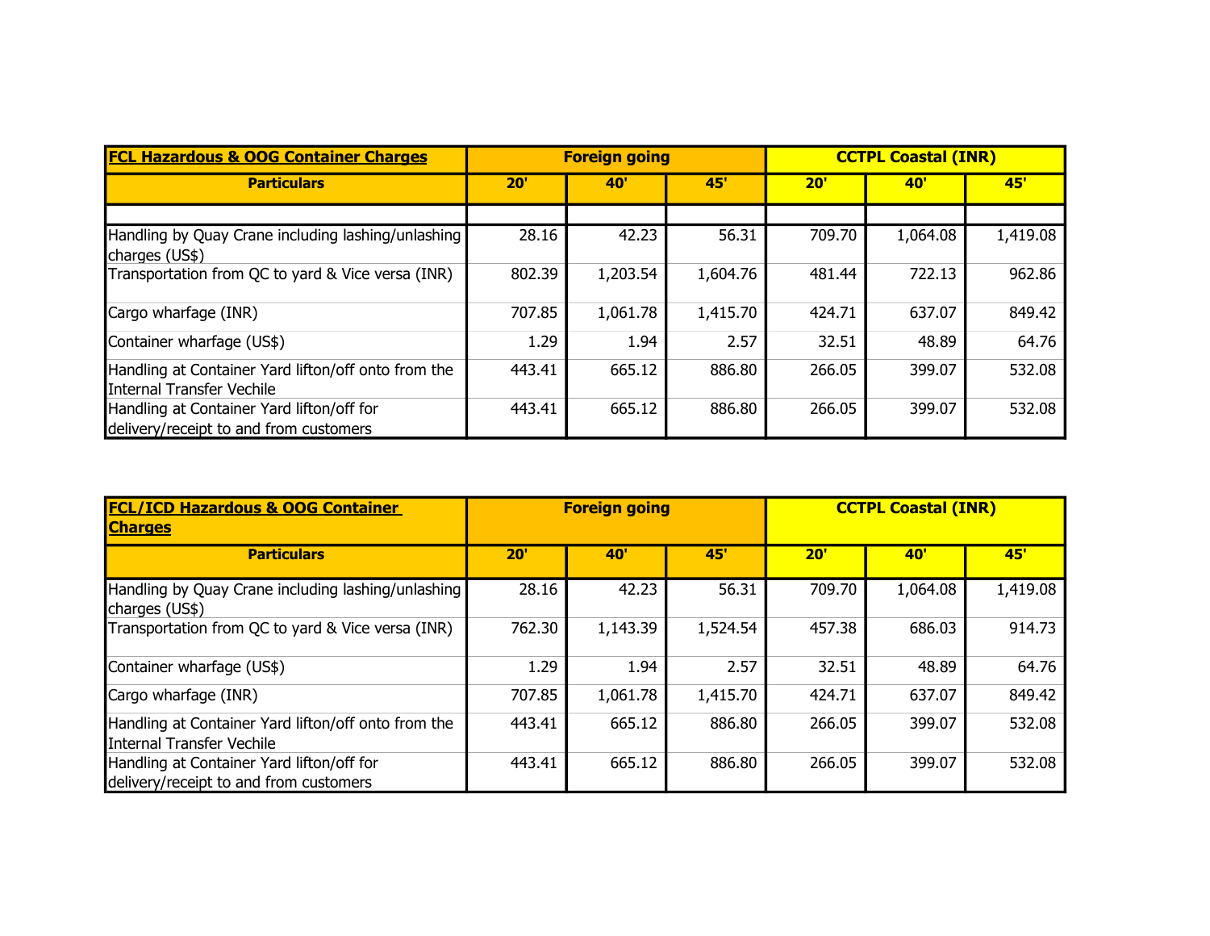| **FCL Hazardous & OOG Container Charges** | **Foreign going** | | | **CCTPL Coastal (INR)** | | |
|---|---|---|---|---|---|---|
| **Particulars** | **20'** | **40'** | **45'** | **20'** | **40'** | **45'** |
| | | | | | | |
| Handling by Quay Crane including lashing/unlashing charges (US$) | 28.16 | 42.23 | 56.31 | 709.70 | 1,064.08 | 1,419.08 |
| Transportation from QC to yard & Vice versa (INR) | 802.39 | 1,203.54 | 1,604.76 | 481.44 | 722.13 | 962.86 |
| Cargo wharfage (INR) | 707.85 | 1,061.78 | 1,415.70 | 424.71 | 637.07 | 849.42 |
| Container wharfage (US$) | 1.29 | 1.94 | 2.57 | 32.51 | 48.89 | 64.76 |
| Handling at Container Yard lifton/off onto from the Internal Transfer Vechile | 443.41 | 665.12 | 886.80 | 266.05 | 399.07 | 532.08 |
| Handling at Container Yard lifton/off for delivery/receipt to and from customers | 443.41 | 665.12 | 886.80 | 266.05 | 399.07 | 532.08 |

| **FCL/ICD Hazardous & OOG Container Charges** | **Foreign going** | | | **CCTPL Coastal (INR)** | | |
|---|---|---|---|---|---|---|
| **Particulars** | **20'** | **40'** | **45'** | **20'** | **40'** | **45'** |
| Handling by Quay Crane including lashing/unlashing charges (US$) | 28.16 | 42.23 | 56.31 | 709.70 | 1,064.08 | 1,419.08 |
| Transportation from QC to yard & Vice versa (INR) | 762.30 | 1,143.39 | 1,524.54 | 457.38 | 686.03 | 914.73 |
| Container wharfage (US$) | 1.29 | 1.94 | 2.57 | 32.51 | 48.89 | 64.76 |
| Cargo wharfage (INR) | 707.85 | 1,061.78 | 1,415.70 | 424.71 | 637.07 | 849.42 |
| Handling at Container Yard lifton/off onto from the Internal Transfer Vechile | 443.41 | 665.12 | 886.80 | 266.05 | 399.07 | 532.08 |
| Handling at Container Yard lifton/off for delivery/receipt to and from customers | 443.41 | 665.12 | 886.80 | 266.05 | 399.07 | 532.08 |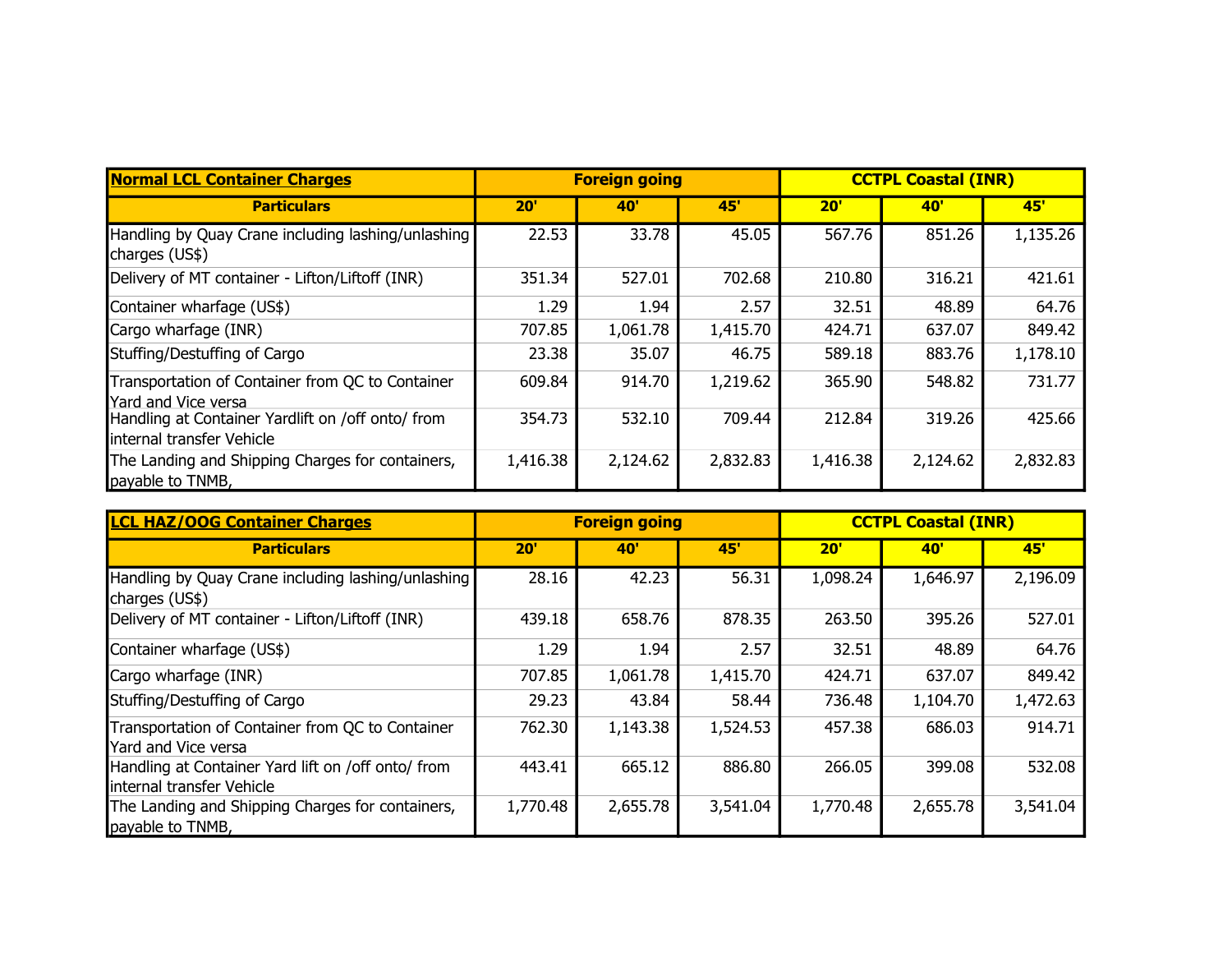| Normal LCL Container Charges | Foreign going | | | CCTPL Coastal (INR) | | |
|---|---|---|---|---|---|---|
| **Particulars** | **20'** | **40'** | **45'** | **20'** | **40'** | **45'** |
| Handling by Quay Crane including lashing/unlashing charges (US$) | 22.53 | 33.78 | 45.05 | 567.76 | 851.26 | 1,135.26 |
| Delivery of MT container - Lifton/Liftoff (INR) | 351.34 | 527.01 | 702.68 | 210.80 | 316.21 | 421.61 |
| Container wharfage (US$) | 1.29 | 1.94 | 2.57 | 32.51 | 48.89 | 64.76 |
| Cargo wharfage (INR) | 707.85 | 1,061.78 | 1,415.70 | 424.71 | 637.07 | 849.42 |
| Stuffing/Destuffing of Cargo | 23.38 | 35.07 | 46.75 | 589.18 | 883.76 | 1,178.10 |
| Transportation of Container from QC to Container Yard and Vice versa | 609.84 | 914.70 | 1,219.62 | 365.90 | 548.82 | 731.77 |
| Handling at Container Yardlift on /off onto/ from internal transfer Vehicle | 354.73 | 532.10 | 709.44 | 212.84 | 319.26 | 425.66 |
| The Landing and Shipping Charges for containers, payable to TNMB, | 1,416.38 | 2,124.62 | 2,832.83 | 1,416.38 | 2,124.62 | 2,832.83 |

| LCL HAZ/OOG Container Charges | Foreign going | | | CCTPL Coastal (INR) | | |
|---|---|---|---|---|---|---|
| **Particulars** | **20'** | **40'** | **45'** | **20'** | **40'** | **45'** |
| Handling by Quay Crane including lashing/unlashing charges (US$) | 28.16 | 42.23 | 56.31 | 1,098.24 | 1,646.97 | 2,196.09 |
| Delivery of MT container - Lifton/Liftoff (INR) | 439.18 | 658.76 | 878.35 | 263.50 | 395.26 | 527.01 |
| Container wharfage (US$) | 1.29 | 1.94 | 2.57 | 32.51 | 48.89 | 64.76 |
| Cargo wharfage (INR) | 707.85 | 1,061.78 | 1,415.70 | 424.71 | 637.07 | 849.42 |
| Stuffing/Destuffing of Cargo | 29.23 | 43.84 | 58.44 | 736.48 | 1,104.70 | 1,472.63 |
| Transportation of Container from QC to Container Yard and Vice versa | 762.30 | 1,143.38 | 1,524.53 | 457.38 | 686.03 | 914.71 |
| Handling at Container Yard lift on /off onto/ from internal transfer Vehicle | 443.41 | 665.12 | 886.80 | 266.05 | 399.08 | 532.08 |
| The Landing and Shipping Charges for containers, payable to TNMB, | 1,770.48 | 2,655.78 | 3,541.04 | 1,770.48 | 2,655.78 | 3,541.04 |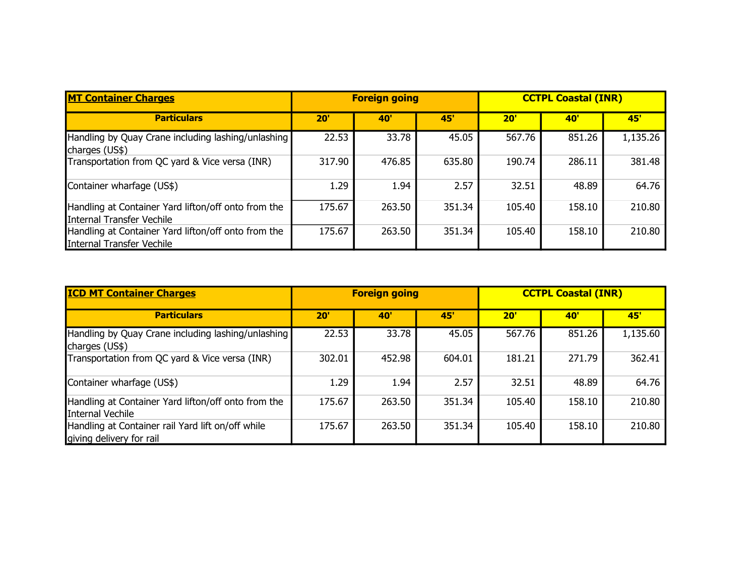| **MT Container Charges** | Foreign going | | | CCTPL Coastal (INR) | | |
|---|---|---|---|---|---|---|
| **Particulars** | **20'** | **40'** | **45'** | **20'** | **40'** | **45'** |
| Handling by Quay Crane including lashing/unlashing charges (US$) | 22.53 | 33.78 | 45.05 | 567.76 | 851.26 | 1,135.26 |
| Transportation from QC yard & Vice versa (INR) | 317.90 | 476.85 | 635.80 | 190.74 | 286.11 | 381.48 |
| Container wharfage (US$) | 1.29 | 1.94 | 2.57 | 32.51 | 48.89 | 64.76 |
| Handling at Container Yard lifton/off onto from the Internal Transfer Vechile | 175.67 | 263.50 | 351.34 | 105.40 | 158.10 | 210.80 |
| Handling at Container Yard lifton/off onto from the Internal Transfer Vechile | 175.67 | 263.50 | 351.34 | 105.40 | 158.10 | 210.80 |

| **ICD MT Container Charges** | Foreign going | | | CCTPL Coastal (INR) | | |
|---|---|---|---|---|---|---|
| **Particulars** | **20'** | **40'** | **45'** | **20'** | **40'** | **45'** |
| Handling by Quay Crane including lashing/unlashing charges (US$) | 22.53 | 33.78 | 45.05 | 567.76 | 851.26 | 1,135.60 |
| Transportation from QC yard & Vice versa (INR) | 302.01 | 452.98 | 604.01 | 181.21 | 271.79 | 362.41 |
| Container wharfage (US$) | 1.29 | 1.94 | 2.57 | 32.51 | 48.89 | 64.76 |
| Handling at Container Yard lifton/off onto from the Internal Vechile | 175.67 | 263.50 | 351.34 | 105.40 | 158.10 | 210.80 |
| Handling at Container rail Yard lift on/off while giving delivery for rail | 175.67 | 263.50 | 351.34 | 105.40 | 158.10 | 210.80 |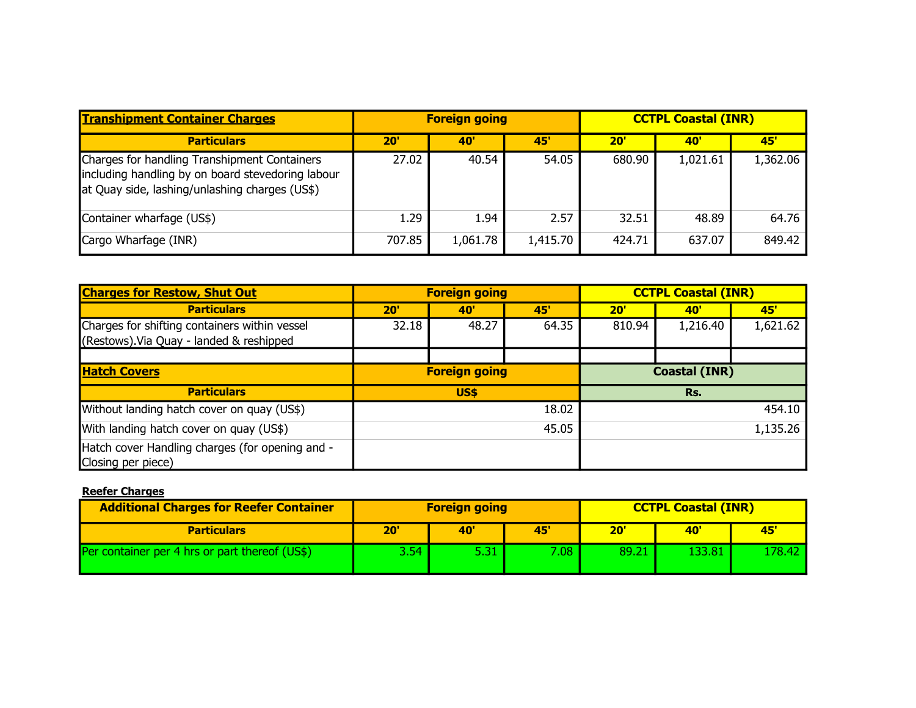| Transhipment Container Charges | Foreign going | | | CCTPL Coastal (INR) | | |
|---|---|---|---|---|---|---|
| Particulars | 20' | 40' | 45' | 20' | 40' | 45' |
| Charges for handling Transhipment Containers including handling by on board stevedoring labour at Quay side, lashing/unlashing charges (US$) | 27.02 | 40.54 | 54.05 | 680.90 | 1,021.61 | 1,362.06 |
| Container wharfage (US$) | 1.29 | 1.94 | 2.57 | 32.51 | 48.89 | 64.76 |
| Cargo Wharfage (INR) | 707.85 | 1,061.78 | 1,415.70 | 424.71 | 637.07 | 849.42 |

| Charges for Restow, Shut Out | Foreign going | | | CCTPL Coastal (INR) | | |
|---|---|---|---|---|---|---|
| Particulars | 20' | 40' | 45' | 20' | 40' | 45' |
| Charges for shifting containers within vessel (Restows).Via Quay - landed & reshipped | 32.18 | 48.27 | 64.35 | 810.94 | 1,216.40 | 1,621.62 |

| Hatch Covers | Foreign going | Coastal (INR) |
|---|---|---|
| Particulars | US$ | Rs. |
| Without landing hatch cover on quay (US$) | 18.02 | 454.10 |
| With landing hatch cover on quay (US$) | 45.05 | 1,135.26 |
| Hatch cover Handling charges (for opening and -Closing per piece) | | |

**Reefer Charges**

| Additional Charges for Reefer Container | Foreign going | | | CCTPL Coastal (INR) | | |
|---|---|---|---|---|---|---|
| Particulars | 20' | 40' | 45' | 20' | 40' | 45' |
| Per container per 4 hrs or part thereof (US$) | 3.54 | 5.31 | 7.08 | 89.21 | 133.81 | 178.42 |